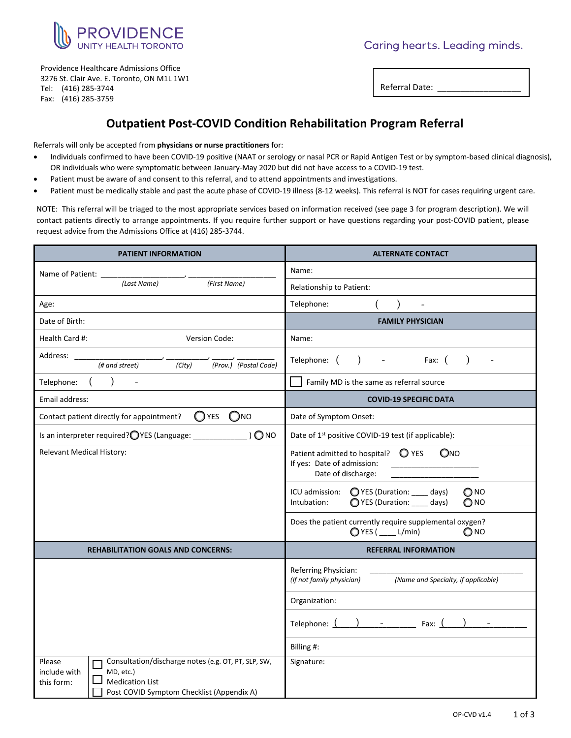PROVIDENCE
UNITY HEALTH TORONTO

Caring hearts. Leading minds.

Providence Healthcare Admissions Office
3276 St. Clair Ave. E. Toronto, ON M1L 1W1
Tel: (416) 285-3744
Fax: (416) 285-3759

Referral Date: _________________

# Outpatient Post-COVID Condition Rehabilitation Program Referral

Referrals will only be accepted from **physicians or nurse practitioners** for:

- Individuals confirmed to have been COVID-19 positive (NAAT or serology or nasal PCR or Rapid Antigen Test or by symptom-based clinical diagnosis), OR individuals who were symptomatic between January-May 2020 but did not have access to a COVID-19 test.
- Patient must be aware of and consent to this referral, and to attend appointments and investigations.
- Patient must be medically stable and past the acute phase of COVID-19 illness (8-12 weeks). This referral is NOT for cases requiring urgent care.

NOTE: This referral will be triaged to the most appropriate services based on information received (see page 3 for program description). We will contact patients directly to arrange appointments. If you require further support or have questions regarding your post-COVID patient, please request advice from the Admissions Office at (416) 285-3744.

| PATIENT INFORMATION | ALTERNATE CONTACT |
|---|---|
| Name of Patient: ___________________, ____________________ *(Last Name)* *(First Name)* | Name: |
| | Relationship to Patient: |
| Age: | Telephone: ( ) - |
| Date of Birth: | **FAMILY PHYSICIAN** |
| Health Card #: Version Code: | Name: |
| Address: ___________________, __________, _____, ________ *(# and street)* *(City)* *(Prov.)* *(Postal Code)* | Telephone: ( ) - Fax: ( ) - |
| Telephone: ( ) - | ☐ Family MD is the same as referral source |
| Email address: | **COVID-19 SPECIFIC DATA** |
| Contact patient directly for appointment? ◯ YES ◯ NO | Date of Symptom Onset: |
| Is an interpreter required? ◯ YES (Language: ____________ ) ◯ NO | Date of 1st positive COVID-19 test (if applicable): |
| Relevant Medical History: | Patient admitted to hospital? ◯ YES ◯ NO<br>If yes: Date of admission: ____________________<br>Date of discharge: ____________________ |
| | ICU admission: ◯ YES (Duration: ____ days) ◯ NO<br>Intubation: ◯ YES (Duration: ____ days) ◯ NO |
| | Does the patient currently require supplemental oxygen?<br>◯ YES ( ____ L/min) ◯ NO |
| **REHABILITATION GOALS AND CONCERNS:** | **REFERRAL INFORMATION** |
| | Referring Physician: ______________________________<br>*(If not family physician)* *(Name and Specialty, if applicable)* |
| | Organization: |
| | Telephone: ( ) - Fax: ( ) - |
| | Billing #: |
| Please include with this form: ☐ Consultation/discharge notes (e.g. OT, PT, SLP, SW, MD, etc.) ☐ Medication List ☐ Post COVID Symptom Checklist (Appendix A) | Signature: |

OP-CVD v1.4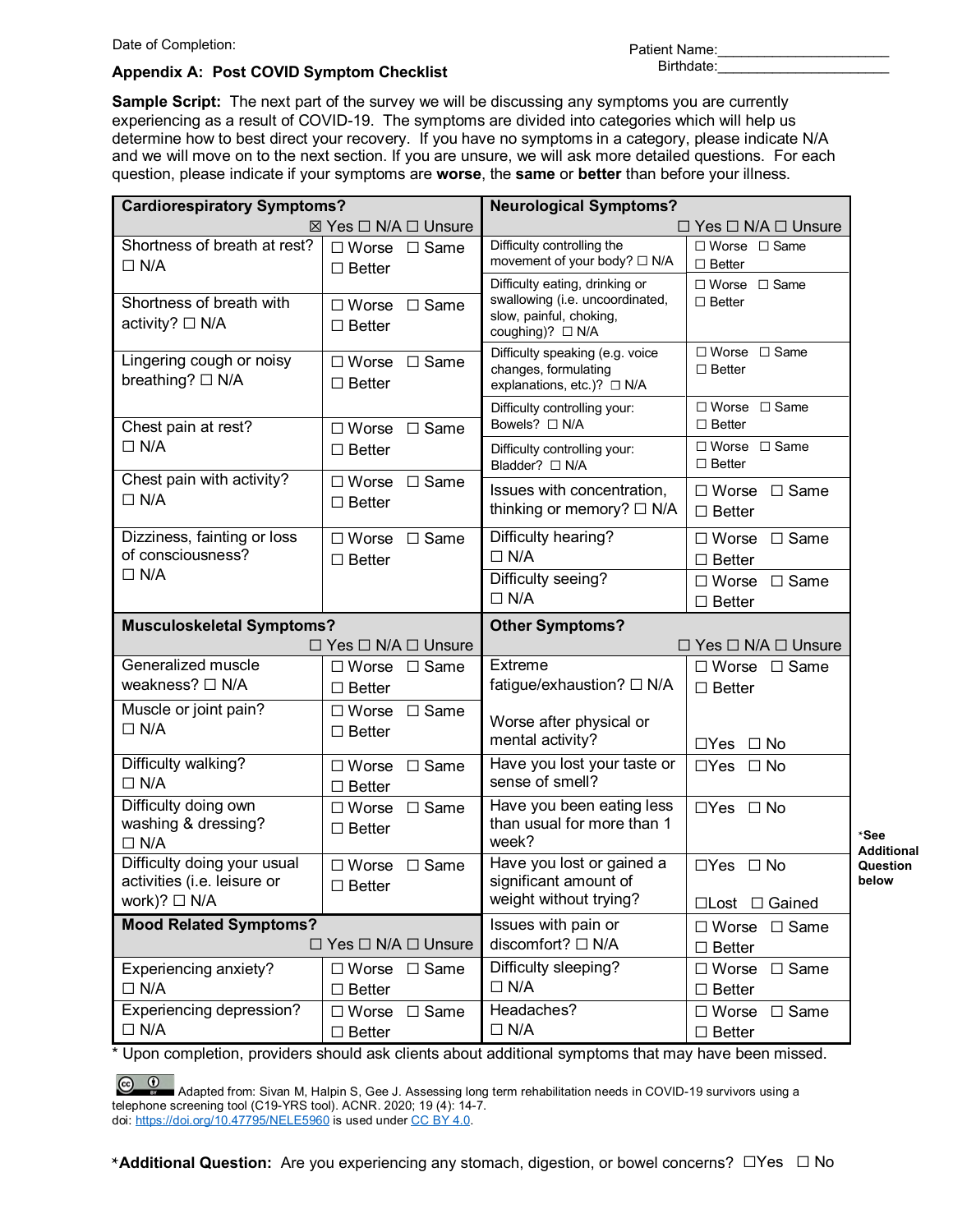Date of Completion:

Patient Name:_____________________
Birthdate:_____________________

**Appendix A: Post COVID Symptom Checklist**

**Sample Script:** The next part of the survey we will be discussing any symptoms you are currently experiencing as a result of COVID-19. The symptoms are divided into categories which will help us determine how to best direct your recovery. If you have no symptoms in a category, please indicate N/A and we will move on to the next section. If you are unsure, we will ask more detailed questions. For each question, please indicate if your symptoms are **worse**, the **same** or **better** than before your illness.

| **Cardiorespiratory Symptoms?** ☒ Yes ☐ N/A ☐ Unsure | | **Neurological Symptoms?** ☐ Yes ☐ N/A ☐ Unsure | |
|---|---|---|---|
| Shortness of breath at rest? ☐ N/A | ☐ Worse ☐ Same ☐ Better | Difficulty controlling the movement of your body? ☐ N/A | ☐ Worse ☐ Same ☐ Better |
| | | Difficulty eating, drinking or swallowing (i.e. uncoordinated, slow, painful, choking, coughing)? ☐ N/A | ☐ Worse ☐ Same ☐ Better |
| Shortness of breath with activity? ☐ N/A | ☐ Worse ☐ Same ☐ Better | Difficulty speaking (e.g. voice changes, formulating explanations, etc.)? ☐ N/A | ☐ Worse ☐ Same ☐ Better |
| Lingering cough or noisy breathing? ☐ N/A | ☐ Worse ☐ Same ☐ Better | Difficulty controlling your: Bowels? ☐ N/A | ☐ Worse ☐ Same ☐ Better |
| Chest pain at rest? ☐ N/A | ☐ Worse ☐ Same ☐ Better | Difficulty controlling your: Bladder? ☐ N/A | ☐ Worse ☐ Same ☐ Better |
| Chest pain with activity? ☐ N/A | ☐ Worse ☐ Same ☐ Better | Issues with concentration, thinking or memory? ☐ N/A | ☐ Worse ☐ Same ☐ Better |
| Dizziness, fainting or loss of consciousness? ☐ N/A | ☐ Worse ☐ Same ☐ Better | Difficulty hearing? ☐ N/A | ☐ Worse ☐ Same ☐ Better |
| | | Difficulty seeing? ☐ N/A | ☐ Worse ☐ Same ☐ Better |
| **Musculoskeletal Symptoms?** ☐ Yes ☐ N/A ☐ Unsure | | **Other Symptoms?** ☐ Yes ☐ N/A ☐ Unsure | |
| Generalized muscle weakness? ☐ N/A | ☐ Worse ☐ Same ☐ Better | Extreme fatigue/exhaustion? ☐ N/A | ☐ Worse ☐ Same ☐ Better |
| Muscle or joint pain? ☐ N/A | ☐ Worse ☐ Same ☐ Better | Worse after physical or mental activity? | ☐Yes ☐ No |
| Difficulty walking? ☐ N/A | ☐ Worse ☐ Same ☐ Better | Have you lost your taste or sense of smell? | ☐Yes ☐ No |
| Difficulty doing own washing & dressing? ☐ N/A | ☐ Worse ☐ Same ☐ Better | Have you been eating less than usual for more than 1 week? | ☐Yes ☐ No |
| Difficulty doing your usual activities (i.e. leisure or work)? ☐ N/A | ☐ Worse ☐ Same ☐ Better | Have you lost or gained a significant amount of weight without trying? | ☐Yes ☐ No ☐Lost ☐ Gained |
| **Mood Related Symptoms?** ☐ Yes ☐ N/A ☐ Unsure | | Issues with pain or discomfort? ☐ N/A | ☐ Worse ☐ Same ☐ Better |
| Experiencing anxiety? ☐ N/A | ☐ Worse ☐ Same ☐ Better | Difficulty sleeping? ☐ N/A | ☐ Worse ☐ Same ☐ Better |
| Experiencing depression? ☐ N/A | ☐ Worse ☐ Same ☐ Better | Headaches? ☐ N/A | ☐ Worse ☐ Same ☐ Better |

*See Additional Question below

* Upon completion, providers should ask clients about additional symptoms that may have been missed.

Adapted from: Sivan M, Halpin S, Gee J. Assessing long term rehabilitation needs in COVID-19 survivors using a telephone screening tool (C19-YRS tool). ACNR. 2020; 19 (4): 14-7. doi: https://doi.org/10.47795/NELE5960 is used under CC BY 4.0.

***Additional Question:** Are you experiencing any stomach, digestion, or bowel concerns? ☐Yes ☐ No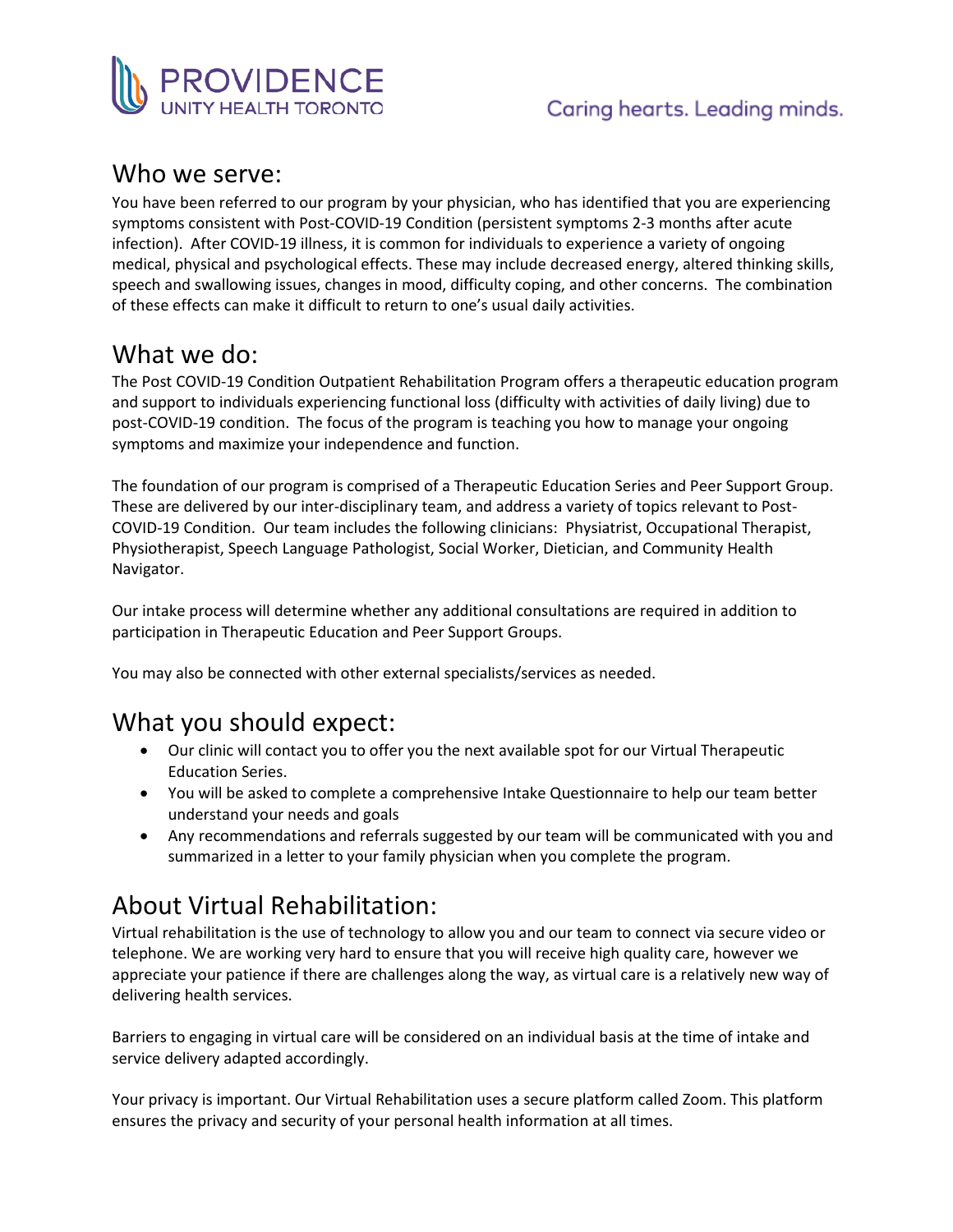## Who we serve:

You have been referred to our program by your physician, who has identified that you are experiencing symptoms consistent with Post-COVID-19 Condition (persistent symptoms 2-3 months after acute infection). After COVID-19 illness, it is common for individuals to experience a variety of ongoing medical, physical and psychological effects. These may include decreased energy, altered thinking skills, speech and swallowing issues, changes in mood, difficulty coping, and other concerns. The combination of these effects can make it difficult to return to one's usual daily activities.

## What we do:

The Post COVID-19 Condition Outpatient Rehabilitation Program offers a therapeutic education program and support to individuals experiencing functional loss (difficulty with activities of daily living) due to post-COVID-19 condition. The focus of the program is teaching you how to manage your ongoing symptoms and maximize your independence and function.

The foundation of our program is comprised of a Therapeutic Education Series and Peer Support Group. These are delivered by our inter-disciplinary team, and address a variety of topics relevant to Post-COVID-19 Condition. Our team includes the following clinicians: Physiatrist, Occupational Therapist, Physiotherapist, Speech Language Pathologist, Social Worker, Dietician, and Community Health Navigator.

Our intake process will determine whether any additional consultations are required in addition to participation in Therapeutic Education and Peer Support Groups.

You may also be connected with other external specialists/services as needed.

## What you should expect:

- Our clinic will contact you to offer you the next available spot for our Virtual Therapeutic Education Series.
- You will be asked to complete a comprehensive Intake Questionnaire to help our team better understand your needs and goals
- Any recommendations and referrals suggested by our team will be communicated with you and summarized in a letter to your family physician when you complete the program.

## About Virtual Rehabilitation:

Virtual rehabilitation is the use of technology to allow you and our team to connect via secure video or telephone. We are working very hard to ensure that you will receive high quality care, however we appreciate your patience if there are challenges along the way, as virtual care is a relatively new way of delivering health services.

Barriers to engaging in virtual care will be considered on an individual basis at the time of intake and service delivery adapted accordingly.

Your privacy is important. Our Virtual Rehabilitation uses a secure platform called Zoom. This platform ensures the privacy and security of your personal health information at all times.